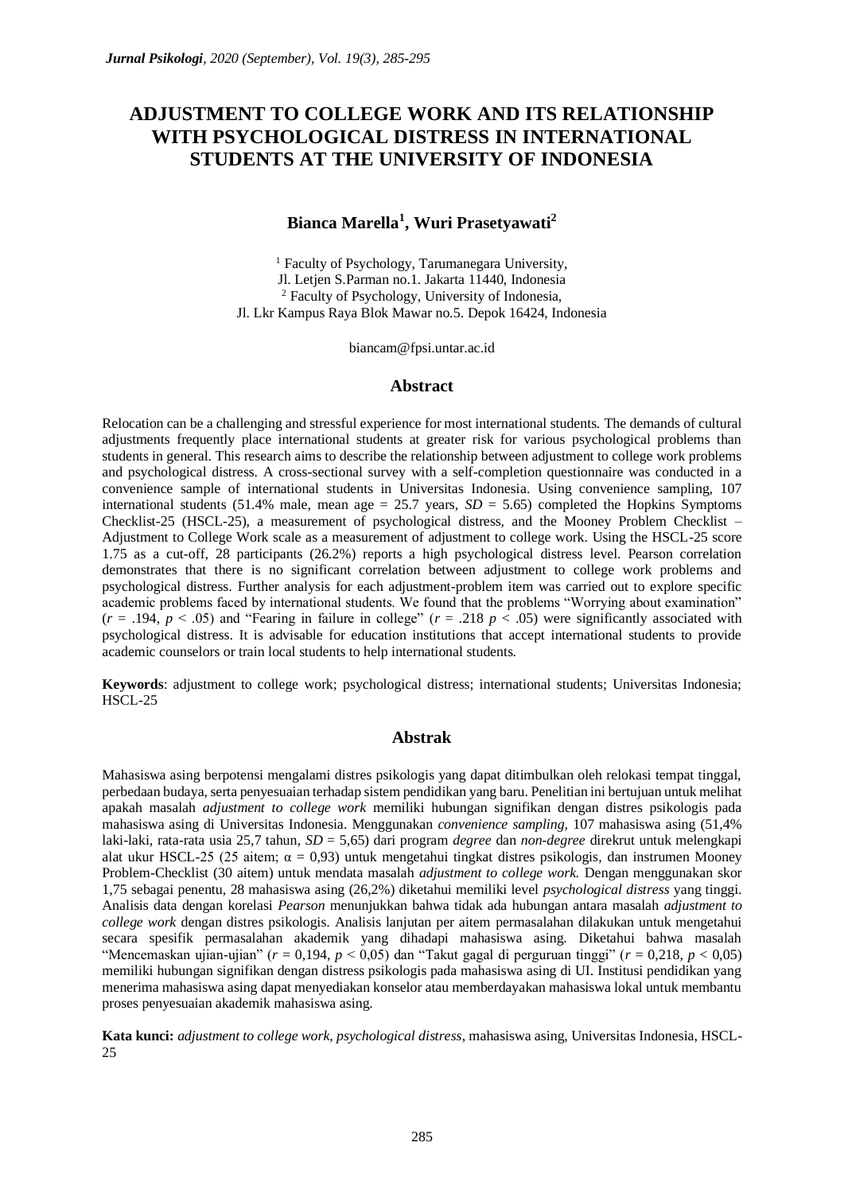# ADJUSTMENT TO COLLEGE WORK AND ITS RELATIONSHIP WITH PSYCHOLOGICAL DISTRESS IN INTERNATIONAL STUDENTS AT THE UNIVERSITY OF INDONESIA

**Bianca Marella[1], Wuri Prasetyawati[2]**

[1] Faculty of Psychology, Tarumanegara University, Jl. Letjen S.Parman no.1. Jakarta 11440, Indonesia
[2] Faculty of Psychology, University of Indonesia, Jl. Lkr Kampus Raya Blok Mawar no.5. Depok 16424, Indonesia

biancam@fpsi.untar.ac.id

## Abstract

Relocation can be a challenging and stressful experience for most international students. The demands of cultural adjustments frequently place international students at greater risk for various psychological problems than students in general. This research aims to describe the relationship between adjustment to college work problems and psychological distress. A cross-sectional survey with a self-completion questionnaire was conducted in a convenience sample of international students in Universitas Indonesia. Using convenience sampling, 107 international students (51.4% male, mean age = 25.7 years, *SD* = 5.65) completed the Hopkins Symptoms Checklist-25 (HSCL-25), a measurement of psychological distress, and the Mooney Problem Checklist – Adjustment to College Work scale as a measurement of adjustment to college work. Using the HSCL-25 score 1.75 as a cut-off, 28 participants (26.2%) reports a high psychological distress level. Pearson correlation demonstrates that there is no significant correlation between adjustment to college work problems and psychological distress. Further analysis for each adjustment-problem item was carried out to explore specific academic problems faced by international students. We found that the problems "Worrying about examination" ($r = .194$, $p < .05$) and "Fearing in failure in college" ($r = .218$ $p < .05$) were significantly associated with psychological distress. It is advisable for education institutions that accept international students to provide academic counselors or train local students to help international students.

**Keywords**: adjustment to college work; psychological distress; international students; Universitas Indonesia; HSCL-25

## Abstrak

Mahasiswa asing berpotensi mengalami distres psikologis yang dapat ditimbulkan oleh relokasi tempat tinggal, perbedaan budaya, serta penyesuaian terhadap sistem pendidikan yang baru. Penelitian ini bertujuan untuk melihat apakah masalah *adjustment to college work* memiliki hubungan signifikan dengan distres psikologis pada mahasiswa asing di Universitas Indonesia. Menggunakan *convenience sampling,* 107 mahasiswa asing (51,4% laki-laki, rata-rata usia 25,7 tahun, *SD* = 5,65) dari program *degree* dan *non-degree* direkrut untuk melengkapi alat ukur HSCL-25 (25 aitem; α = 0,93) untuk mengetahui tingkat distres psikologis, dan instrumen Mooney Problem-Checklist (30 aitem) untuk mendata masalah *adjustment to college work.* Dengan menggunakan skor 1,75 sebagai penentu, 28 mahasiswa asing (26,2%) diketahui memiliki level *psychological distress* yang tinggi. Analisis data dengan korelasi *Pearson* menunjukkan bahwa tidak ada hubungan antara masalah *adjustment to college work* dengan distres psikologis. Analisis lanjutan per aitem permasalahan dilakukan untuk mengetahui secara spesifik permasalahan akademik yang dihadapi mahasiswa asing. Diketahui bahwa masalah "Mencemaskan ujian-ujian" ($r = 0{,}194$, $p < 0{,}05$) dan "Takut gagal di perguruan tinggi" ($r = 0{,}218$, $p < 0{,}05$) memiliki hubungan signifikan dengan distress psikologis pada mahasiswa asing di UI. Institusi pendidikan yang menerima mahasiswa asing dapat menyediakan konselor atau memberdayakan mahasiswa lokal untuk membantu proses penyesuaian akademik mahasiswa asing.

**Kata kunci:** *adjustment to college work, psychological distress*, mahasiswa asing, Universitas Indonesia, HSCL-25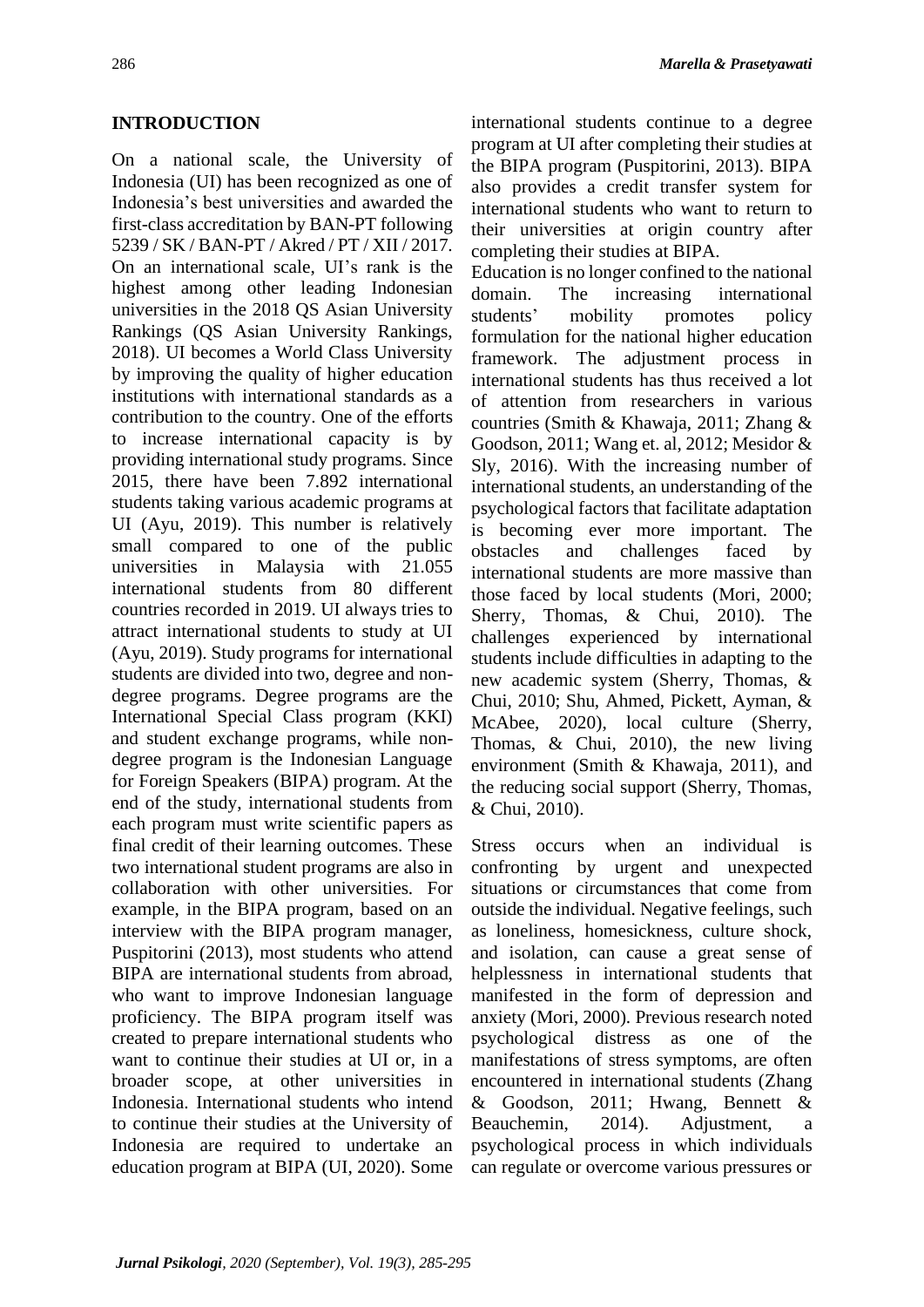## INTRODUCTION

On a national scale, the University of Indonesia (UI) has been recognized as one of Indonesia's best universities and awarded the first-class accreditation by BAN-PT following 5239 / SK / BAN-PT / Akred / PT / XII / 2017. On an international scale, UI's rank is the highest among other leading Indonesian universities in the 2018 QS Asian University Rankings (QS Asian University Rankings, 2018). UI becomes a World Class University by improving the quality of higher education institutions with international standards as a contribution to the country. One of the efforts to increase international capacity is by providing international study programs. Since 2015, there have been 7.892 international students taking various academic programs at UI (Ayu, 2019). This number is relatively small compared to one of the public universities in Malaysia with 21.055 international students from 80 different countries recorded in 2019. UI always tries to attract international students to study at UI (Ayu, 2019). Study programs for international students are divided into two, degree and non-degree programs. Degree programs are the International Special Class program (KKI) and student exchange programs, while non-degree program is the Indonesian Language for Foreign Speakers (BIPA) program. At the end of the study, international students from each program must write scientific papers as final credit of their learning outcomes. These two international student programs are also in collaboration with other universities. For example, in the BIPA program, based on an interview with the BIPA program manager, Puspitorini (2013), most students who attend BIPA are international students from abroad, who want to improve Indonesian language proficiency. The BIPA program itself was created to prepare international students who want to continue their studies at UI or, in a broader scope, at other universities in Indonesia. International students who intend to continue their studies at the University of Indonesia are required to undertake an education program at BIPA (UI, 2020). Some international students continue to a degree program at UI after completing their studies at the BIPA program (Puspitorini, 2013). BIPA also provides a credit transfer system for international students who want to return to their universities at origin country after completing their studies at BIPA.

Education is no longer confined to the national domain. The increasing international students' mobility promotes policy formulation for the national higher education framework. The adjustment process in international students has thus received a lot of attention from researchers in various countries (Smith & Khawaja, 2011; Zhang & Goodson, 2011; Wang et. al, 2012; Mesidor & Sly, 2016). With the increasing number of international students, an understanding of the psychological factors that facilitate adaptation is becoming ever more important. The obstacles and challenges faced by international students are more massive than those faced by local students (Mori, 2000; Sherry, Thomas, & Chui, 2010). The challenges experienced by international students include difficulties in adapting to the new academic system (Sherry, Thomas, & Chui, 2010; Shu, Ahmed, Pickett, Ayman, & McAbee, 2020), local culture (Sherry, Thomas, & Chui, 2010), the new living environment (Smith & Khawaja, 2011), and the reducing social support (Sherry, Thomas, & Chui, 2010).

Stress occurs when an individual is confronting by urgent and unexpected situations or circumstances that come from outside the individual. Negative feelings, such as loneliness, homesickness, culture shock, and isolation, can cause a great sense of helplessness in international students that manifested in the form of depression and anxiety (Mori, 2000). Previous research noted psychological distress as one of the manifestations of stress symptoms, are often encountered in international students (Zhang & Goodson, 2011; Hwang, Bennett & Beauchemin, 2014). Adjustment, a psychological process in which individuals can regulate or overcome various pressures or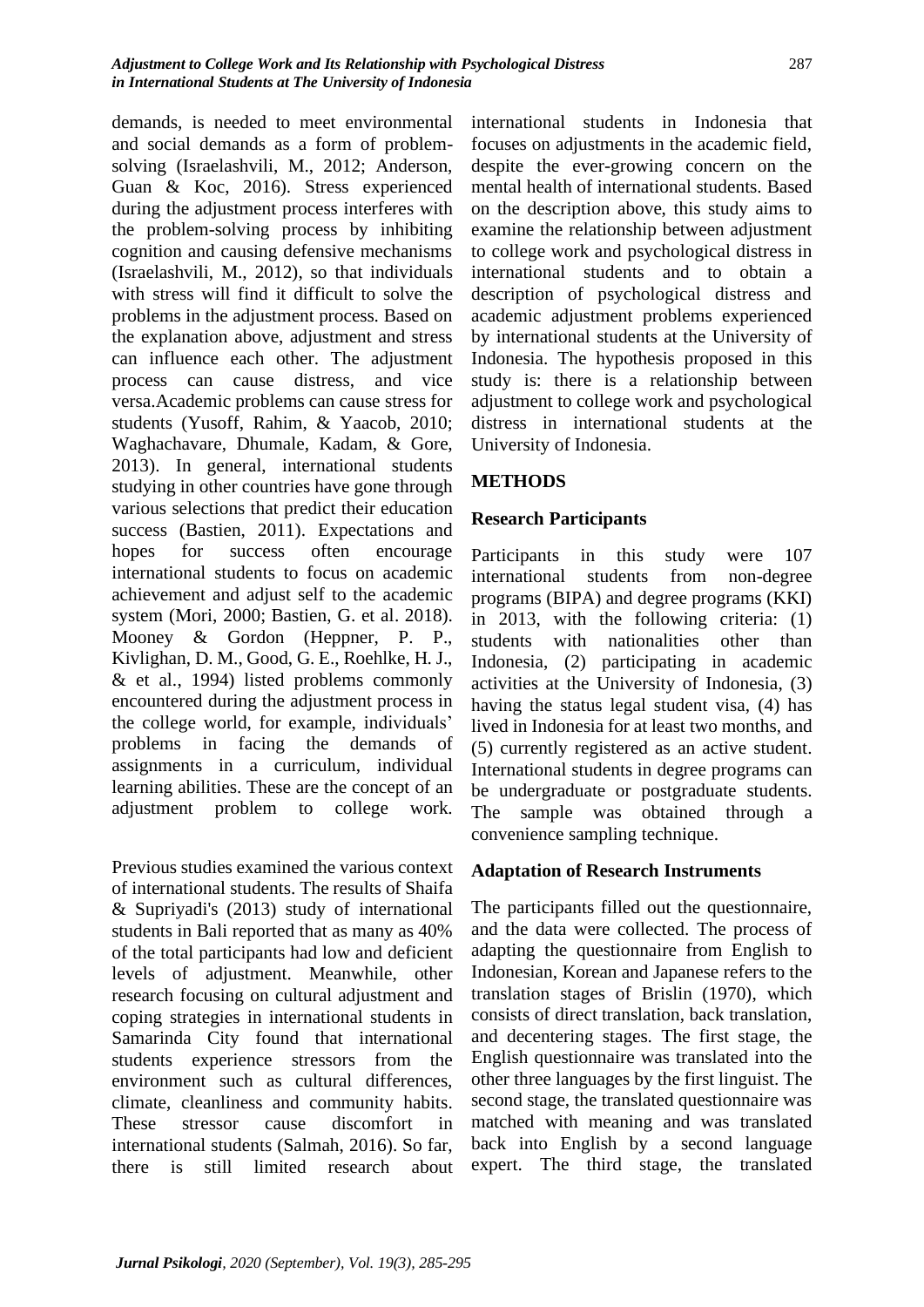demands, is needed to meet environmental and social demands as a form of problem-solving (Israelashvili, M., 2012; Anderson, Guan & Koc, 2016). Stress experienced during the adjustment process interferes with the problem-solving process by inhibiting cognition and causing defensive mechanisms (Israelashvili, M., 2012), so that individuals with stress will find it difficult to solve the problems in the adjustment process. Based on the explanation above, adjustment and stress can influence each other. The adjustment process can cause distress, and vice versa.Academic problems can cause stress for students (Yusoff, Rahim, & Yaacob, 2010; Waghachavare, Dhumale, Kadam, & Gore, 2013). In general, international students studying in other countries have gone through various selections that predict their education success (Bastien, 2011). Expectations and hopes for success often encourage international students to focus on academic achievement and adjust self to the academic system (Mori, 2000; Bastien, G. et al. 2018). Mooney & Gordon (Heppner, P. P., Kivlighan, D. M., Good, G. E., Roehlke, H. J., & et al., 1994) listed problems commonly encountered during the adjustment process in the college world, for example, individuals' problems in facing the demands of assignments in a curriculum, individual learning abilities. These are the concept of an adjustment problem to college work.

Previous studies examined the various context of international students. The results of Shaifa & Supriyadi's (2013) study of international students in Bali reported that as many as 40% of the total participants had low and deficient levels of adjustment. Meanwhile, other research focusing on cultural adjustment and coping strategies in international students in Samarinda City found that international students experience stressors from the environment such as cultural differences, climate, cleanliness and community habits. These stressor cause discomfort in international students (Salmah, 2016). So far, there is still limited research about international students in Indonesia that focuses on adjustments in the academic field, despite the ever-growing concern on the mental health of international students. Based on the description above, this study aims to examine the relationship between adjustment to college work and psychological distress in international students and to obtain a description of psychological distress and academic adjustment problems experienced by international students at the University of Indonesia. The hypothesis proposed in this study is: there is a relationship between adjustment to college work and psychological distress in international students at the University of Indonesia.

## METHODS

### Research Participants

Participants in this study were 107 international students from non-degree programs (BIPA) and degree programs (KKI) in 2013, with the following criteria: (1) students with nationalities other than Indonesia, (2) participating in academic activities at the University of Indonesia, (3) having the status legal student visa, (4) has lived in Indonesia for at least two months, and (5) currently registered as an active student. International students in degree programs can be undergraduate or postgraduate students. The sample was obtained through a convenience sampling technique.

### Adaptation of Research Instruments

The participants filled out the questionnaire, and the data were collected. The process of adapting the questionnaire from English to Indonesian, Korean and Japanese refers to the translation stages of Brislin (1970), which consists of direct translation, back translation, and decentering stages. The first stage, the English questionnaire was translated into the other three languages by the first linguist. The second stage, the translated questionnaire was matched with meaning and was translated back into English by a second language expert. The third stage, the translated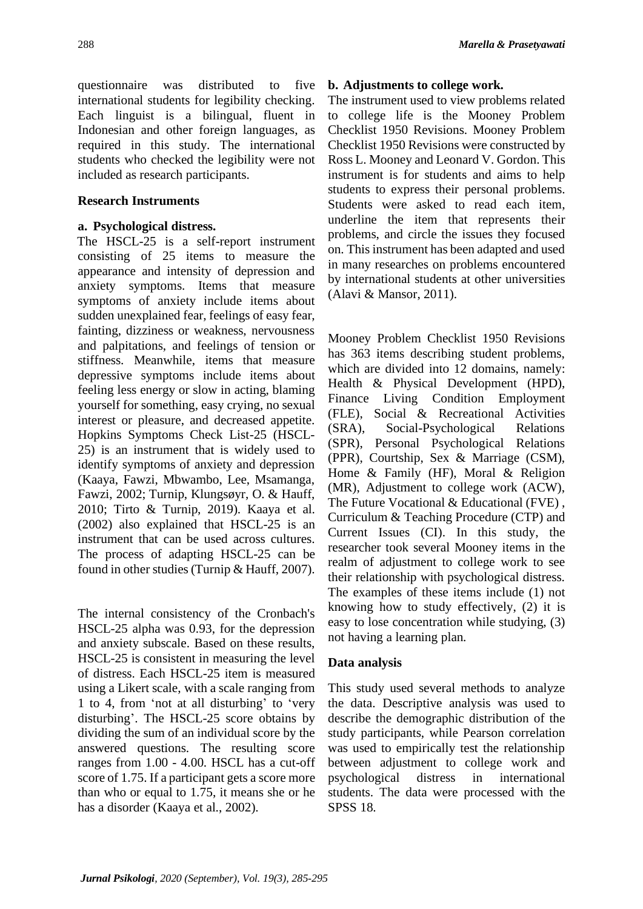questionnaire was distributed to five international students for legibility checking. Each linguist is a bilingual, fluent in Indonesian and other foreign languages, as required in this study. The international students who checked the legibility were not included as research participants.

**Research Instruments**

**a. Psychological distress.**

The HSCL-25 is a self-report instrument consisting of 25 items to measure the appearance and intensity of depression and anxiety symptoms. Items that measure symptoms of anxiety include items about sudden unexplained fear, feelings of easy fear, fainting, dizziness or weakness, nervousness and palpitations, and feelings of tension or stiffness. Meanwhile, items that measure depressive symptoms include items about feeling less energy or slow in acting, blaming yourself for something, easy crying, no sexual interest or pleasure, and decreased appetite. Hopkins Symptoms Check List-25 (HSCL-25) is an instrument that is widely used to identify symptoms of anxiety and depression (Kaaya, Fawzi, Mbwambo, Lee, Msamanga, Fawzi, 2002; Turnip, Klungsøyr, O. & Hauff, 2010; Tirto & Turnip, 2019). Kaaya et al. (2002) also explained that HSCL-25 is an instrument that can be used across cultures. The process of adapting HSCL-25 can be found in other studies (Turnip & Hauff, 2007).

The internal consistency of the Cronbach's HSCL-25 alpha was 0.93, for the depression and anxiety subscale. Based on these results, HSCL-25 is consistent in measuring the level of distress. Each HSCL-25 item is measured using a Likert scale, with a scale ranging from 1 to 4, from 'not at all disturbing' to 'very disturbing'. The HSCL-25 score obtains by dividing the sum of an individual score by the answered questions. The resulting score ranges from 1.00 - 4.00. HSCL has a cut-off score of 1.75. If a participant gets a score more than who or equal to 1.75, it means she or he has a disorder (Kaaya et al., 2002).

**b. Adjustments to college work.**

The instrument used to view problems related to college life is the Mooney Problem Checklist 1950 Revisions. Mooney Problem Checklist 1950 Revisions were constructed by Ross L. Mooney and Leonard V. Gordon. This instrument is for students and aims to help students to express their personal problems. Students were asked to read each item, underline the item that represents their problems, and circle the issues they focused on. This instrument has been adapted and used in many researches on problems encountered by international students at other universities (Alavi & Mansor, 2011).

Mooney Problem Checklist 1950 Revisions has 363 items describing student problems, which are divided into 12 domains, namely: Health & Physical Development (HPD), Finance Living Condition Employment (FLE), Social & Recreational Activities (SRA), Social-Psychological Relations (SPR), Personal Psychological Relations (PPR), Courtship, Sex & Marriage (CSM), Home & Family (HF), Moral & Religion (MR), Adjustment to college work (ACW), The Future Vocational & Educational (FVE) , Curriculum & Teaching Procedure (CTP) and Current Issues (CI). In this study, the researcher took several Mooney items in the realm of adjustment to college work to see their relationship with psychological distress. The examples of these items include (1) not knowing how to study effectively, (2) it is easy to lose concentration while studying, (3) not having a learning plan.

**Data analysis**

This study used several methods to analyze the data. Descriptive analysis was used to describe the demographic distribution of the study participants, while Pearson correlation was used to empirically test the relationship between adjustment to college work and psychological distress in international students. The data were processed with the SPSS 18.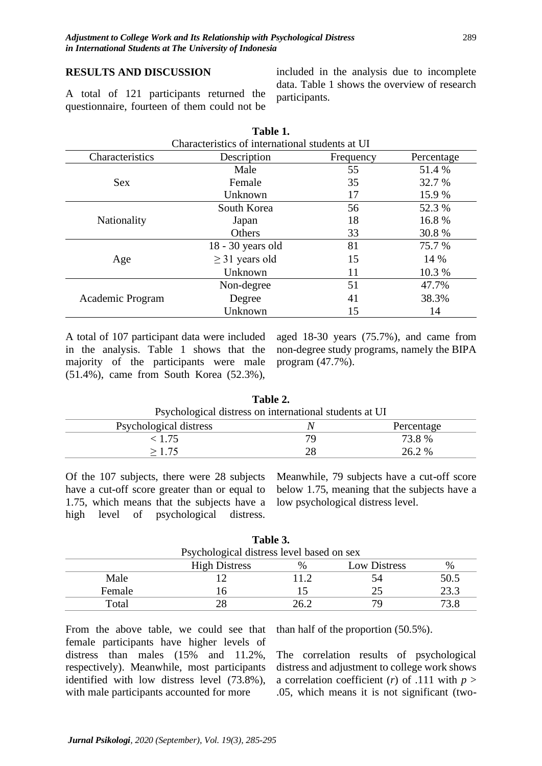## RESULTS AND DISCUSSION

A total of 121 participants returned the questionnaire, fourteen of them could not be included in the analysis due to incomplete data. Table 1 shows the overview of research participants.

**Table 1.**
Characteristics of international students at UI

| Characteristics | Description | Frequency | Percentage |
|---|---|---|---|
| Sex | Male | 55 | 51.4 % |
| | Female | 35 | 32.7 % |
| | Unknown | 17 | 15.9 % |
| Nationality | South Korea | 56 | 52.3 % |
| | Japan | 18 | 16.8 % |
| | Others | 33 | 30.8 % |
| Age | 18 - 30 years old | 81 | 75.7 % |
| | ≥ 31 years old | 15 | 14 % |
| | Unknown | 11 | 10.3 % |
| Academic Program | Non-degree | 51 | 47.7% |
| | Degree | 41 | 38.3% |
| | Unknown | 15 | 14 |

A total of 107 participant data were included in the analysis. Table 1 shows that the majority of the participants were male (51.4%), came from South Korea (52.3%), aged 18-30 years (75.7%), and came from non-degree study programs, namely the BIPA program (47.7%).

**Table 2.**
Psychological distress on international students at UI

| Psychological distress | *N* | Percentage |
|---|---|---|
| < 1.75 | 79 | 73.8 % |
| ≥ 1.75 | 28 | 26.2 % |

Of the 107 subjects, there were 28 subjects have a cut-off score greater than or equal to 1.75, which means that the subjects have a high level of psychological distress. Meanwhile, 79 subjects have a cut-off score below 1.75, meaning that the subjects have a low psychological distress level.

**Table 3.**
Psychological distress level based on sex

| | High Distress | % | Low Distress | % |
|---|---|---|---|---|
| Male | 12 | 11.2 | 54 | 50.5 |
| Female | 16 | 15 | 25 | 23.3 |
| Total | 28 | 26.2 | 79 | 73.8 |

From the above table, we could see that female participants have higher levels of distress than males (15% and 11.2%, respectively). Meanwhile, most participants identified with low distress level (73.8%), with male participants accounted for more than half of the proportion (50.5%).

The correlation results of psychological distress and adjustment to college work shows a correlation coefficient (*r*) of .111 with $p > .05$, which means it is not significant (two-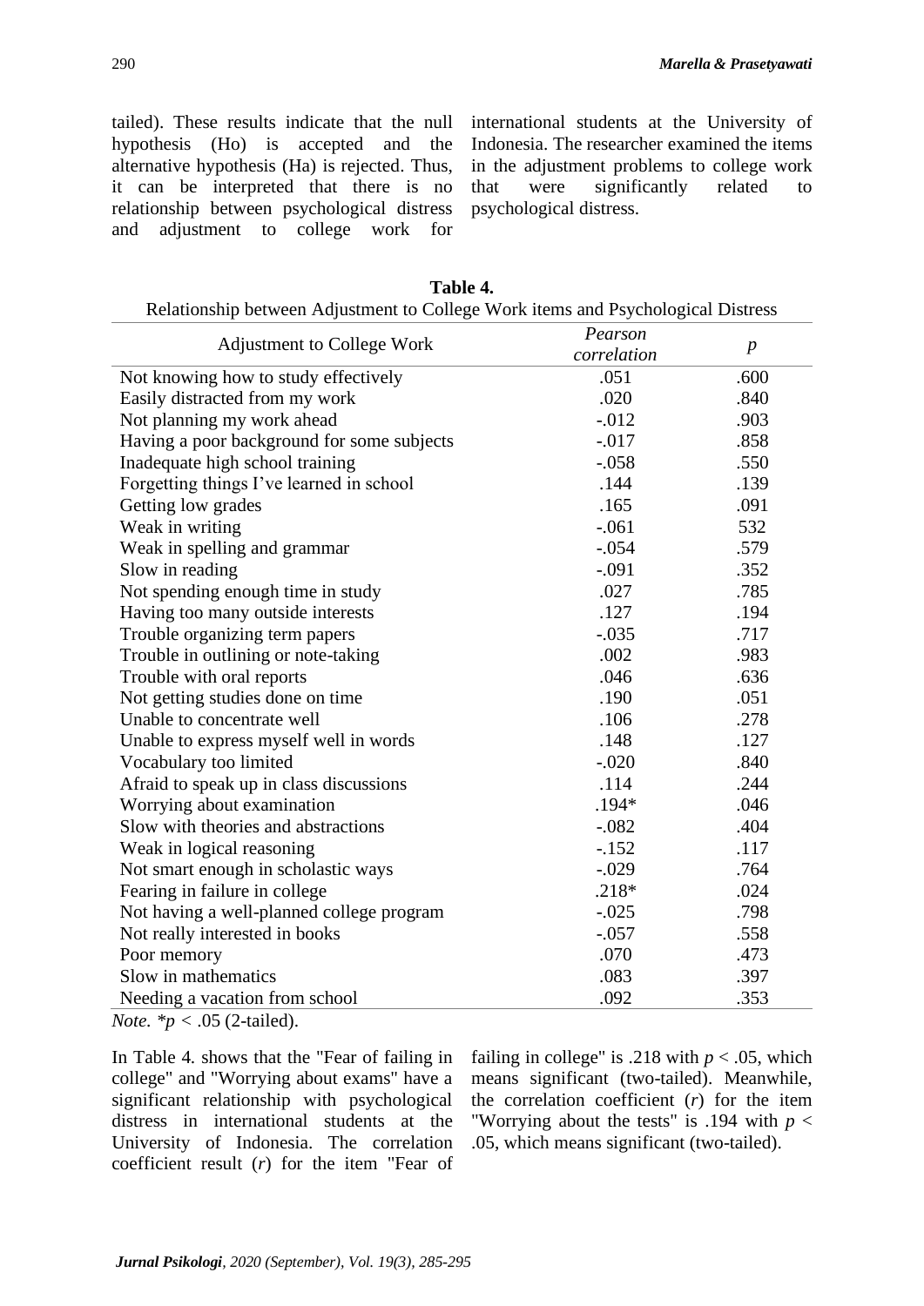tailed). These results indicate that the null hypothesis (Ho) is accepted and the alternative hypothesis (Ha) is rejected. Thus, it can be interpreted that there is no relationship between psychological distress and adjustment to college work for international students at the University of Indonesia. The researcher examined the items in the adjustment problems to college work that were significantly related to psychological distress.

**Table 4.**
Relationship between Adjustment to College Work items and Psychological Distress

| Adjustment to College Work | *Pearson correlation* | *p* |
|---|---|---|
| Not knowing how to study effectively | .051 | .600 |
| Easily distracted from my work | .020 | .840 |
| Not planning my work ahead | -.012 | .903 |
| Having a poor background for some subjects | -.017 | .858 |
| Inadequate high school training | -.058 | .550 |
| Forgetting things I've learned in school | .144 | .139 |
| Getting low grades | .165 | .091 |
| Weak in writing | -.061 | 532 |
| Weak in spelling and grammar | -.054 | .579 |
| Slow in reading | -.091 | .352 |
| Not spending enough time in study | .027 | .785 |
| Having too many outside interests | .127 | .194 |
| Trouble organizing term papers | -.035 | .717 |
| Trouble in outlining or note-taking | .002 | .983 |
| Trouble with oral reports | .046 | .636 |
| Not getting studies done on time | .190 | .051 |
| Unable to concentrate well | .106 | .278 |
| Unable to express myself well in words | .148 | .127 |
| Vocabulary too limited | -.020 | .840 |
| Afraid to speak up in class discussions | .114 | .244 |
| Worrying about examination | .194* | .046 |
| Slow with theories and abstractions | -.082 | .404 |
| Weak in logical reasoning | -.152 | .117 |
| Not smart enough in scholastic ways | -.029 | .764 |
| Fearing in failure in college | .218* | .024 |
| Not having a well-planned college program | -.025 | .798 |
| Not really interested in books | -.057 | .558 |
| Poor memory | .070 | .473 |
| Slow in mathematics | .083 | .397 |
| Needing a vacation from school | .092 | .353 |

*Note.* $^*p < .05$ (2-tailed).

In Table 4. shows that the "Fear of failing in college" and "Worrying about exams" have a significant relationship with psychological distress in international students at the University of Indonesia. The correlation coefficient result ($r$) for the item "Fear of failing in college" is .218 with $p < .05$, which means significant (two-tailed). Meanwhile, the correlation coefficient ($r$) for the item "Worrying about the tests" is .194 with $p < .05$, which means significant (two-tailed).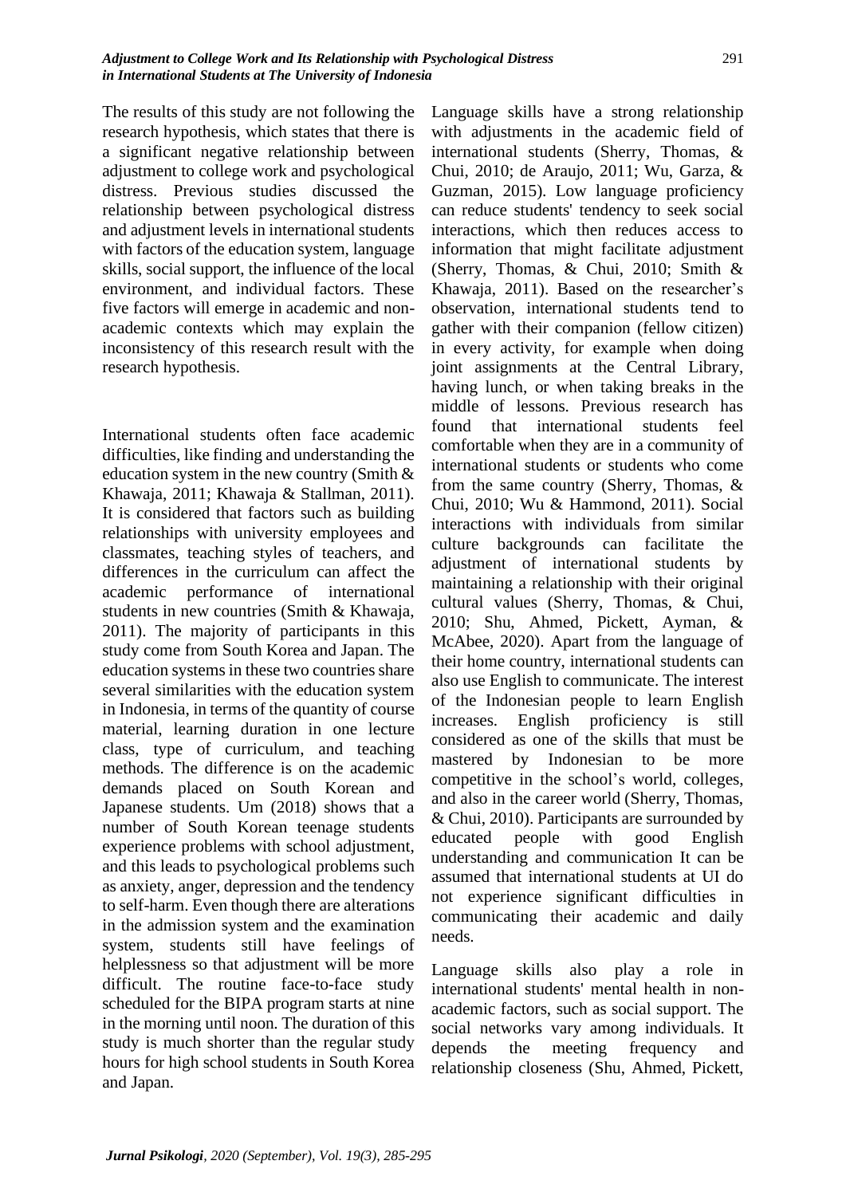The results of this study are not following the research hypothesis, which states that there is a significant negative relationship between adjustment to college work and psychological distress. Previous studies discussed the relationship between psychological distress and adjustment levels in international students with factors of the education system, language skills, social support, the influence of the local environment, and individual factors. These five factors will emerge in academic and non-academic contexts which may explain the inconsistency of this research result with the research hypothesis.

International students often face academic difficulties, like finding and understanding the education system in the new country (Smith & Khawaja, 2011; Khawaja & Stallman, 2011). It is considered that factors such as building relationships with university employees and classmates, teaching styles of teachers, and differences in the curriculum can affect the academic performance of international students in new countries (Smith & Khawaja, 2011). The majority of participants in this study come from South Korea and Japan. The education systems in these two countries share several similarities with the education system in Indonesia, in terms of the quantity of course material, learning duration in one lecture class, type of curriculum, and teaching methods. The difference is on the academic demands placed on South Korean and Japanese students. Um (2018) shows that a number of South Korean teenage students experience problems with school adjustment, and this leads to psychological problems such as anxiety, anger, depression and the tendency to self-harm. Even though there are alterations in the admission system and the examination system, students still have feelings of helplessness so that adjustment will be more difficult. The routine face-to-face study scheduled for the BIPA program starts at nine in the morning until noon. The duration of this study is much shorter than the regular study hours for high school students in South Korea and Japan.

Language skills have a strong relationship with adjustments in the academic field of international students (Sherry, Thomas, & Chui, 2010; de Araujo, 2011; Wu, Garza, & Guzman, 2015). Low language proficiency can reduce students' tendency to seek social interactions, which then reduces access to information that might facilitate adjustment (Sherry, Thomas, & Chui, 2010; Smith & Khawaja, 2011). Based on the researcher's observation, international students tend to gather with their companion (fellow citizen) in every activity, for example when doing joint assignments at the Central Library, having lunch, or when taking breaks in the middle of lessons. Previous research has found that international students feel comfortable when they are in a community of international students or students who come from the same country (Sherry, Thomas, & Chui, 2010; Wu & Hammond, 2011). Social interactions with individuals from similar culture backgrounds can facilitate the adjustment of international students by maintaining a relationship with their original cultural values (Sherry, Thomas, & Chui, 2010; Shu, Ahmed, Pickett, Ayman, & McAbee, 2020). Apart from the language of their home country, international students can also use English to communicate. The interest of the Indonesian people to learn English increases. English proficiency is still considered as one of the skills that must be mastered by Indonesian to be more competitive in the school's world, colleges, and also in the career world (Sherry, Thomas, & Chui, 2010). Participants are surrounded by educated people with good English understanding and communication It can be assumed that international students at UI do not experience significant difficulties in communicating their academic and daily needs.

Language skills also play a role in international students' mental health in non-academic factors, such as social support. The social networks vary among individuals. It depends the meeting frequency and relationship closeness (Shu, Ahmed, Pickett,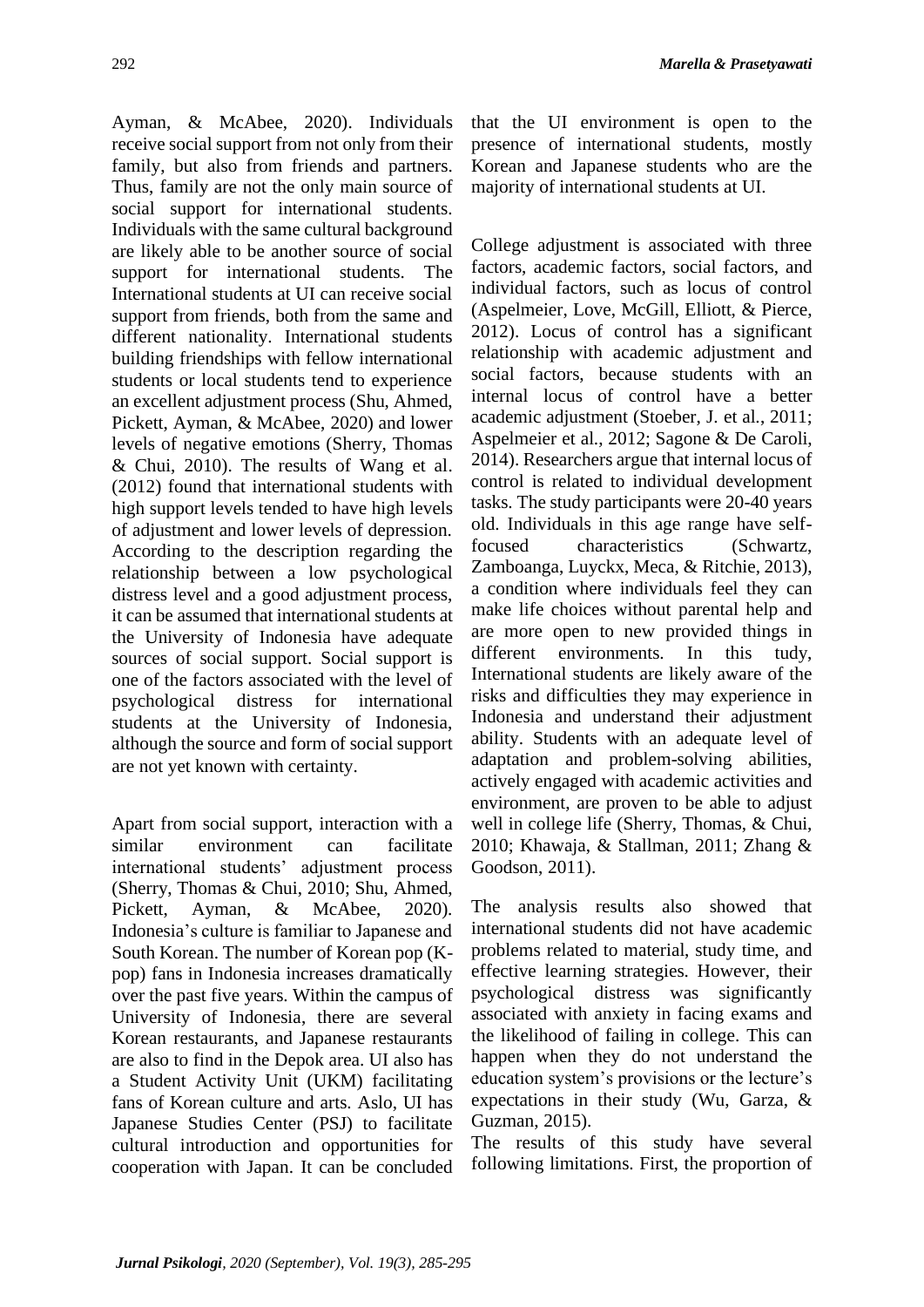Ayman, & McAbee, 2020). Individuals receive social support from not only from their family, but also from friends and partners. Thus, family are not the only main source of social support for international students. Individuals with the same cultural background are likely able to be another source of social support for international students. The International students at UI can receive social support from friends, both from the same and different nationality. International students building friendships with fellow international students or local students tend to experience an excellent adjustment process (Shu, Ahmed, Pickett, Ayman, & McAbee, 2020) and lower levels of negative emotions (Sherry, Thomas & Chui, 2010). The results of Wang et al. (2012) found that international students with high support levels tended to have high levels of adjustment and lower levels of depression. According to the description regarding the relationship between a low psychological distress level and a good adjustment process, it can be assumed that international students at the University of Indonesia have adequate sources of social support. Social support is one of the factors associated with the level of psychological distress for international students at the University of Indonesia, although the source and form of social support are not yet known with certainty.

Apart from social support, interaction with a similar environment can facilitate international students' adjustment process (Sherry, Thomas & Chui, 2010; Shu, Ahmed, Pickett, Ayman, & McAbee, 2020). Indonesia's culture is familiar to Japanese and South Korean. The number of Korean pop (K-pop) fans in Indonesia increases dramatically over the past five years. Within the campus of University of Indonesia, there are several Korean restaurants, and Japanese restaurants are also to find in the Depok area. UI also has a Student Activity Unit (UKM) facilitating fans of Korean culture and arts. Aslo, UI has Japanese Studies Center (PSJ) to facilitate cultural introduction and opportunities for cooperation with Japan. It can be concluded that the UI environment is open to the presence of international students, mostly Korean and Japanese students who are the majority of international students at UI.

College adjustment is associated with three factors, academic factors, social factors, and individual factors, such as locus of control (Aspelmeier, Love, McGill, Elliott, & Pierce, 2012). Locus of control has a significant relationship with academic adjustment and social factors, because students with an internal locus of control have a better academic adjustment (Stoeber, J. et al., 2011; Aspelmeier et al., 2012; Sagone & De Caroli, 2014). Researchers argue that internal locus of control is related to individual development tasks. The study participants were 20-40 years old. Individuals in this age range have self-focused characteristics (Schwartz, Zamboanga, Luyckx, Meca, & Ritchie, 2013), a condition where individuals feel they can make life choices without parental help and are more open to new provided things in different environments. In this tudy, International students are likely aware of the risks and difficulties they may experience in Indonesia and understand their adjustment ability. Students with an adequate level of adaptation and problem-solving abilities, actively engaged with academic activities and environment, are proven to be able to adjust well in college life (Sherry, Thomas, & Chui, 2010; Khawaja, & Stallman, 2011; Zhang & Goodson, 2011).

The analysis results also showed that international students did not have academic problems related to material, study time, and effective learning strategies. However, their psychological distress was significantly associated with anxiety in facing exams and the likelihood of failing in college. This can happen when they do not understand the education system's provisions or the lecture's expectations in their study (Wu, Garza, & Guzman, 2015).

The results of this study have several following limitations. First, the proportion of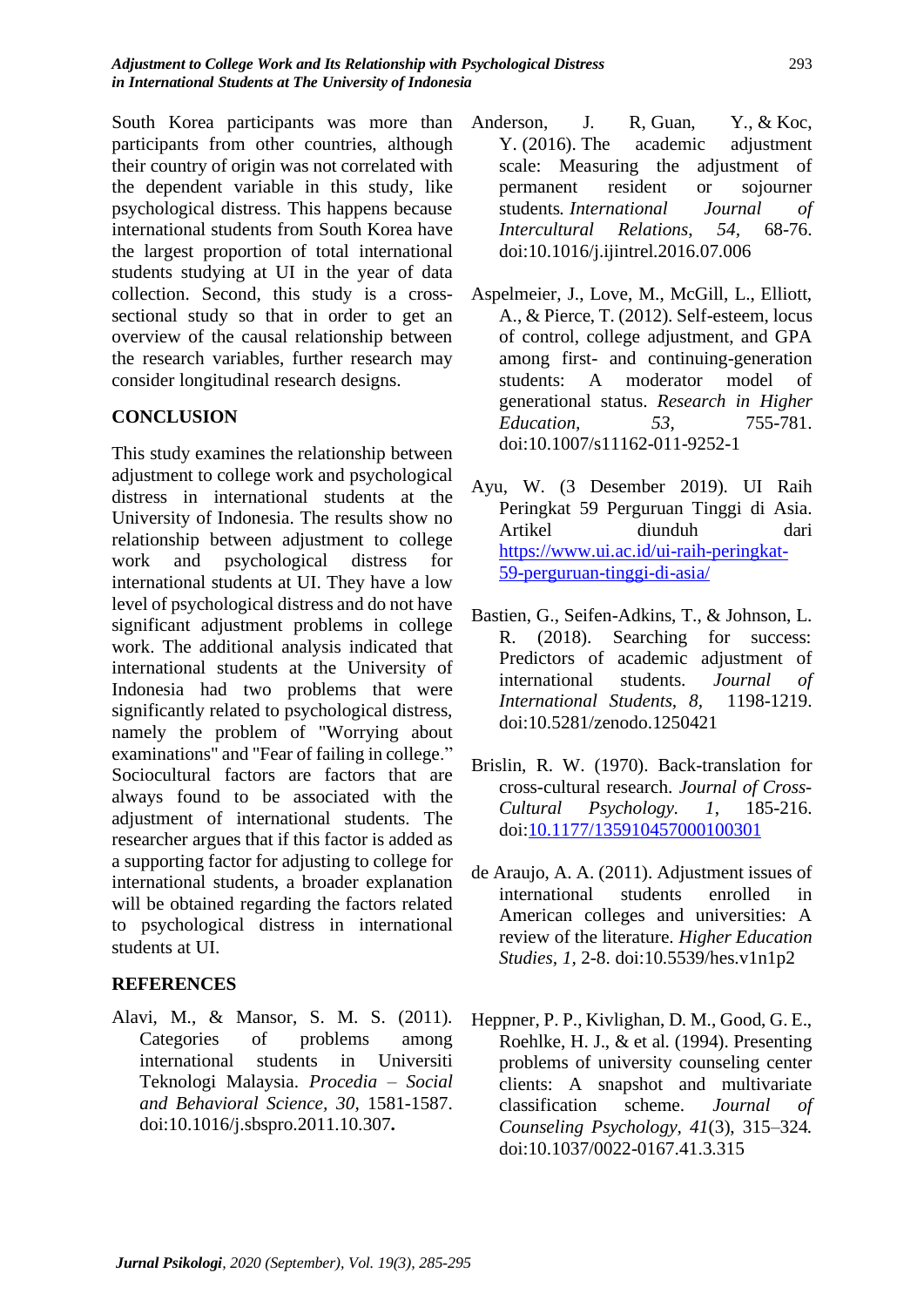South Korea participants was more than participants from other countries, although their country of origin was not correlated with the dependent variable in this study, like psychological distress. This happens because international students from South Korea have the largest proportion of total international students studying at UI in the year of data collection. Second, this study is a cross-sectional study so that in order to get an overview of the causal relationship between the research variables, further research may consider longitudinal research designs.

## CONCLUSION

This study examines the relationship between adjustment to college work and psychological distress in international students at the University of Indonesia. The results show no relationship between adjustment to college work and psychological distress for international students at UI. They have a low level of psychological distress and do not have significant adjustment problems in college work. The additional analysis indicated that international students at the University of Indonesia had two problems that were significantly related to psychological distress, namely the problem of "Worrying about examinations" and "Fear of failing in college." Sociocultural factors are factors that are always found to be associated with the adjustment of international students. The researcher argues that if this factor is added as a supporting factor for adjusting to college for international students, a broader explanation will be obtained regarding the factors related to psychological distress in international students at UI.

## REFERENCES

Alavi, M., & Mansor, S. M. S. (2011). Categories of problems among international students in Universiti Teknologi Malaysia. *Procedia – Social and Behavioral Science*, *30*, 1581-1587. doi:10.1016/j.sbspro.2011.10.307**.**

Anderson, J. R, Guan, Y., & Koc, Y. (2016). The academic adjustment scale: Measuring the adjustment of permanent resident or sojourner students*. International Journal of Intercultural Relations*, *54,* 68-76. doi:10.1016/j.ijintrel.2016.07.006

Aspelmeier, J., Love, M., McGill, L., Elliott, A., & Pierce, T. (2012). Self-esteem, locus of control, college adjustment, and GPA among first- and continuing-generation students: A moderator model of generational status. *Research in Higher Education*, *53*, 755-781. doi:10.1007/s11162-011-9252-1

Ayu, W. (3 Desember 2019). UI Raih Peringkat 59 Perguruan Tinggi di Asia. Artikel diunduh dari https://www.ui.ac.id/ui-raih-peringkat-59-perguruan-tinggi-di-asia/

Bastien, G., Seifen-Adkins, T., & Johnson, L. R. (2018). Searching for success: Predictors of academic adjustment of international students. *Journal of International Students*, *8,* 1198-1219. doi:10.5281/zenodo.1250421

Brislin, R. W. (1970). Back-translation for cross-cultural research. *Journal of Cross-Cultural Psychology. 1*, 185-216. doi:10.1177/135910457000100301

de Araujo, A. A. (2011). Adjustment issues of international students enrolled in American colleges and universities: A review of the literature. *Higher Education Studies, 1*, 2-8. doi:10.5539/hes.v1n1p2

Heppner, P. P., Kivlighan, D. M., Good, G. E., Roehlke, H. J., & et al. (1994). Presenting problems of university counseling center clients: A snapshot and multivariate classification scheme. *Journal of Counseling Psychology, 41*(3), 315–324*.* doi:10.1037/0022-0167.41.3.315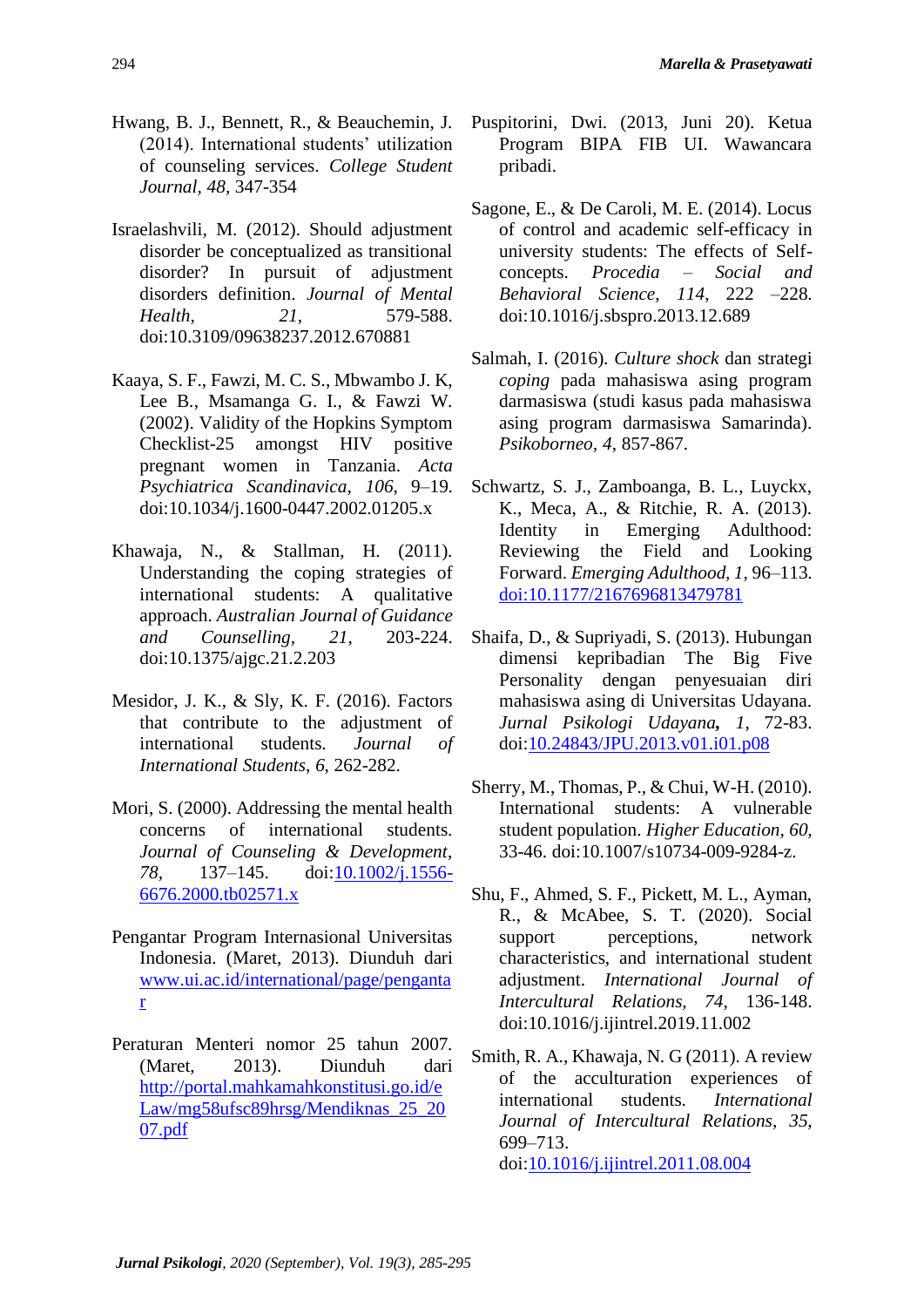Hwang, B. J., Bennett, R., & Beauchemin, J. (2014). International students' utilization of counseling services. *College Student Journal*, *48*, 347-354

Israelashvili, M. (2012). Should adjustment disorder be conceptualized as transitional disorder? In pursuit of adjustment disorders definition. *Journal of Mental Health*, *21*, 579-588. doi:10.3109/09638237.2012.670881

Kaaya, S. F., Fawzi, M. C. S., Mbwambo J. K, Lee B., Msamanga G. I., & Fawzi W. (2002). Validity of the Hopkins Symptom Checklist-25 amongst HIV positive pregnant women in Tanzania. *Acta Psychiatrica Scandinavica*, *106*, 9–19. doi:10.1034/j.1600-0447.2002.01205.x

Khawaja, N., & Stallman, H. (2011). Understanding the coping strategies of international students: A qualitative approach. *Australian Journal of Guidance and Counselling*, *21*, 203-224. doi:10.1375/ajgc.21.2.203

Mesidor, J. K., & Sly, K. F. (2016). Factors that contribute to the adjustment of international students. *Journal of International Students*, *6*, 262-282.

Mori, S. (2000). Addressing the mental health concerns of international students. *Journal of Counseling & Development*, *78*, 137–145. doi:10.1002/j.1556-6676.2000.tb02571.x

Pengantar Program Internasional Universitas Indonesia. (Maret, 2013). Diunduh dari www.ui.ac.id/international/page/pengantar

Peraturan Menteri nomor 25 tahun 2007. (Maret, 2013). Diunduh dari http://portal.mahkamahkonstitusi.go.id/eLaw/mg58ufsc89hrsg/Mendiknas_25_2007.pdf

Puspitorini, Dwi. (2013, Juni 20). Ketua Program BIPA FIB UI. Wawancara pribadi.

Sagone, E., & De Caroli, M. E. (2014). Locus of control and academic self-efficacy in university students: The effects of Self-concepts. *Procedia – Social and Behavioral Science*, *114*, 222 –228. doi:10.1016/j.sbspro.2013.12.689

Salmah, I. (2016). *Culture shock* dan strategi *coping* pada mahasiswa asing program darmasiswa (studi kasus pada mahasiswa asing program darmasiswa Samarinda). *Psikoborneo*, *4*, 857-867.

Schwartz, S. J., Zamboanga, B. L., Luyckx, K., Meca, A., & Ritchie, R. A. (2013). Identity in Emerging Adulthood: Reviewing the Field and Looking Forward. *Emerging Adulthood, 1*, 96–113. doi:10.1177/2167696813479781

Shaifa, D., & Supriyadi, S. (2013). Hubungan dimensi kepribadian The Big Five Personality dengan penyesuaian diri mahasiswa asing di Universitas Udayana. *Jurnal Psikologi Udayana*, ***1***, 72-83. doi:10.24843/JPU.2013.v01.i01.p08

Sherry, M., Thomas, P., & Chui, W-H. (2010). International students: A vulnerable student population. *Higher Education*, *60*, 33-46. doi:10.1007/s10734-009-9284-z.

Shu, F., Ahmed, S. F., Pickett, M. L., Ayman, R., & McAbee, S. T. (2020). Social support perceptions, network characteristics, and international student adjustment. *International Journal of Intercultural Relations, 74*, 136-148. doi:10.1016/j.ijintrel.2019.11.002

Smith, R. A., Khawaja, N. G (2011). A review of the acculturation experiences of international students. *International Journal of Intercultural Relations*, *35*, 699–713. doi:10.1016/j.ijintrel.2011.08.004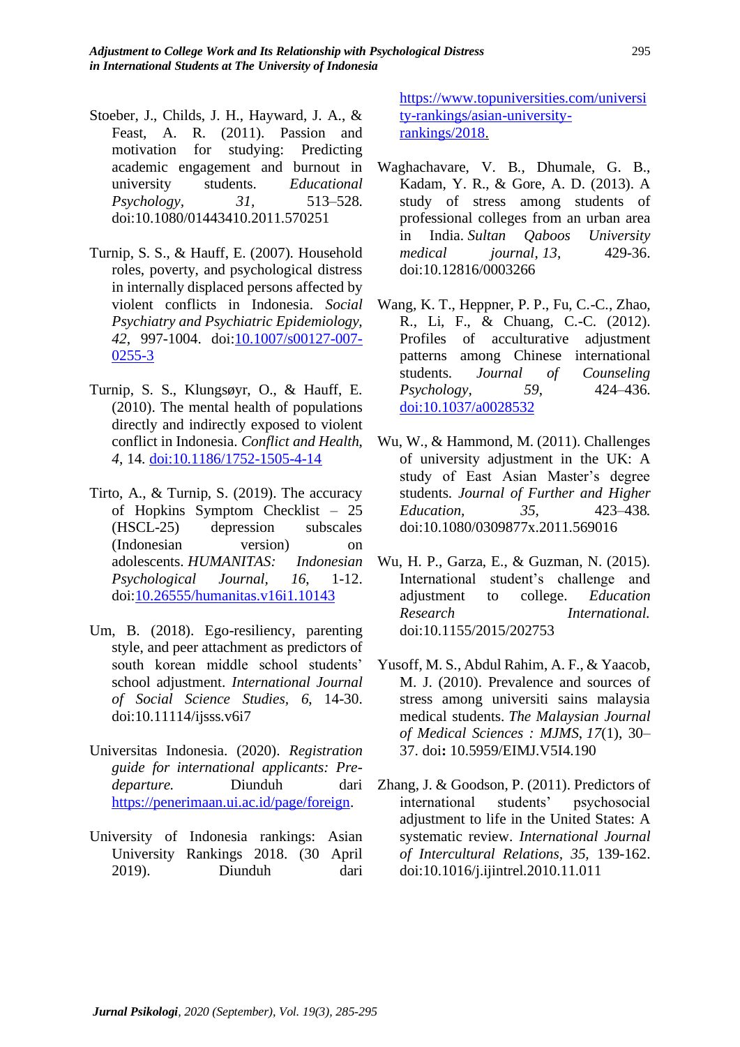Stoeber, J., Childs, J. H., Hayward, J. A., & Feast, A. R. (2011). Passion and motivation for studying: Predicting academic engagement and burnout in university students. *Educational Psychology*, *31*, 513–528. doi:10.1080/01443410.2011.570251

Turnip, S. S., & Hauff, E. (2007). Household roles, poverty, and psychological distress in internally displaced persons affected by violent conflicts in Indonesia. *Social Psychiatry and Psychiatric Epidemiology*, *42*, 997-1004. doi:10.1007/s00127-007-0255-3

Turnip, S. S., Klungsøyr, O., & Hauff, E. (2010). The mental health of populations directly and indirectly exposed to violent conflict in Indonesia. *Conflict and Health*, *4*, 14. doi:10.1186/1752-1505-4-14

Tirto, A., & Turnip, S. (2019). The accuracy of Hopkins Symptom Checklist – 25 (HSCL-25) depression subscales (Indonesian version) on adolescents. *HUMANITAS: Indonesian Psychological Journal*, *16*, 1-12. doi:10.26555/humanitas.v16i1.10143

Um, B. (2018). Ego-resiliency, parenting style, and peer attachment as predictors of south korean middle school students' school adjustment. *International Journal of Social Science Studies*, *6*, 14-30. doi:10.11114/ijsss.v6i7

Universitas Indonesia. (2020). *Registration guide for international applicants: Pre-departure.* Diunduh dari https://penerimaan.ui.ac.id/page/foreign.

University of Indonesia rankings: Asian University Rankings 2018. (30 April 2019). Diunduh dari https://www.topuniversities.com/university-rankings/asian-university-rankings/2018.

Waghachavare, V. B., Dhumale, G. B., Kadam, Y. R., & Gore, A. D. (2013). A study of stress among students of professional colleges from an urban area in India. *Sultan Qaboos University medical journal*, *13*, 429-36. doi:10.12816/0003266

Wang, K. T., Heppner, P. P., Fu, C.-C., Zhao, R., Li, F., & Chuang, C.-C. (2012). Profiles of acculturative adjustment patterns among Chinese international students. *Journal of Counseling Psychology*, *59*, 424–436. doi:10.1037/a0028532

Wu, W., & Hammond, M. (2011). Challenges of university adjustment in the UK: A study of East Asian Master's degree students. *Journal of Further and Higher Education*, *35*, 423–438. doi:10.1080/0309877x.2011.569016

Wu, H. P., Garza, E., & Guzman, N. (2015). International student's challenge and adjustment to college. *Education Research International.* doi:10.1155/2015/202753

Yusoff, M. S., Abdul Rahim, A. F., & Yaacob, M. J. (2010). Prevalence and sources of stress among universiti sains malaysia medical students. *The Malaysian Journal of Medical Sciences : MJMS*, *17*(1), 30–37. doi**:** 10.5959/EIMJ.V5I4.190

Zhang, J. & Goodson, P. (2011). Predictors of international students' psychosocial adjustment to life in the United States: A systematic review. *International Journal of Intercultural Relations*, *35*, 139-162. doi:10.1016/j.ijintrel.2010.11.011